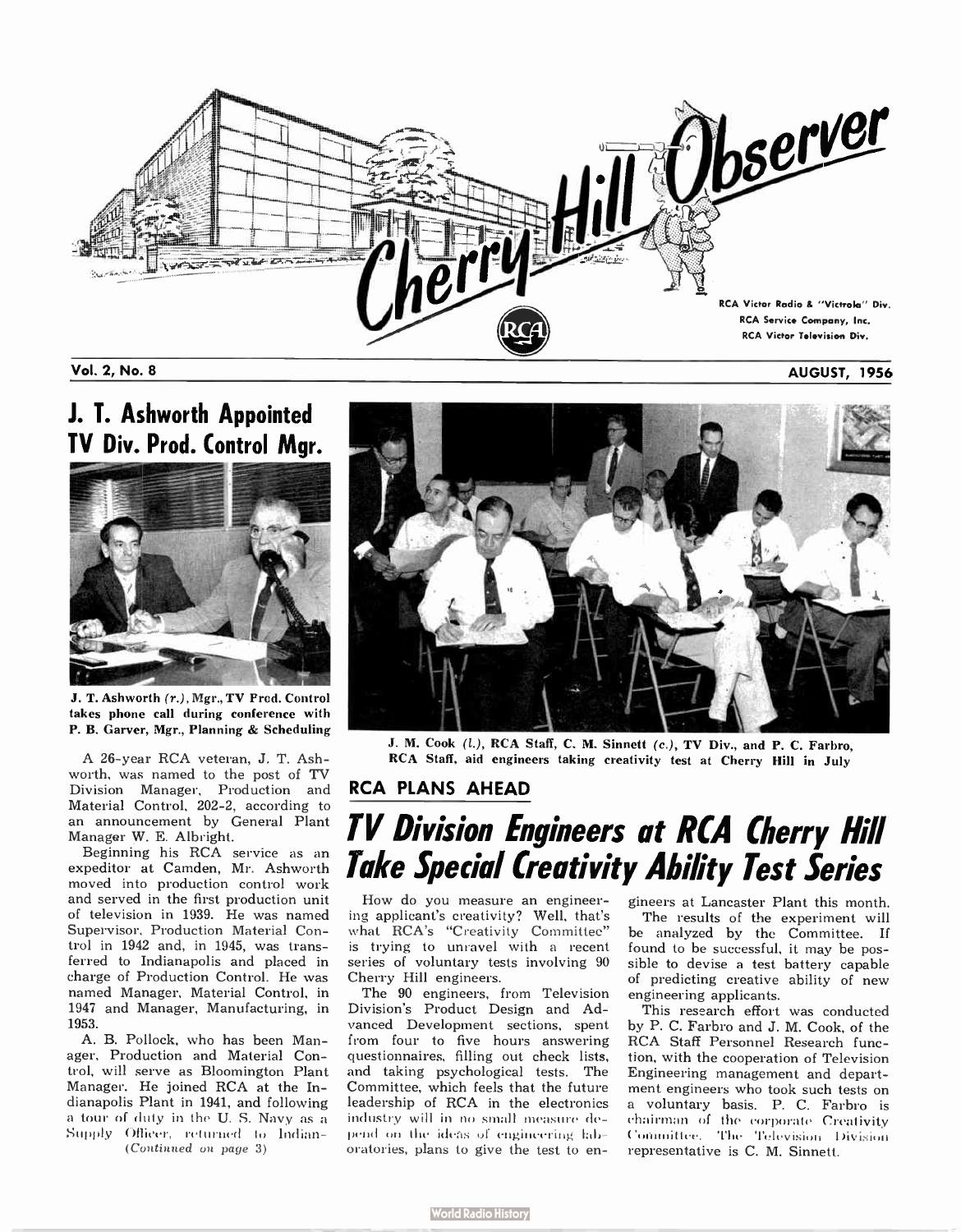# Cherry Hill Observer

RCA Victor Radio & "Victrola" Div.
RCA Service Company, Inc.
RCA Victor Television Div.

Vol. 2, No. 8 — AUGUST, 1956

## J. T. Ashworth Appointed TV Div. Prod. Control Mgr.

J. T. Ashworth (r.), Mgr., TV Prod. Control takes phone call during conference with P. B. Garver, Mgr., Planning & Scheduling

A 26-year RCA veteran, J. T. Ashworth, was named to the post of TV Division Manager, Production and Material Control, 202-2, according to an announcement by General Plant Manager W. E. Albright.

Beginning his RCA service as an expeditor at Camden, Mr. Ashworth moved into production control work and served in the first production unit of television in 1939. He was named Supervisor, Production Material Control in 1942 and, in 1945, was transferred to Indianapolis and placed in charge of Production Control. He was named Manager, Material Control, in 1947 and Manager, Manufacturing, in 1953.

A. B. Pollock, who has been Manager, Production and Material Control, will serve as Bloomington Plant Manager. He joined RCA at the Indianapolis Plant in 1941, and following a tour of duty in the U. S. Navy as a Supply Officer, returned to Indian-

*(Continued on page 3)*

J. M. Cook (l.), RCA Staff, C. M. Sinnett (c.), TV Div., and P. C. Farbro, RCA Staff, aid engineers taking creativity test at Cherry Hill in July

### RCA PLANS AHEAD

## TV Division Engineers at RCA Cherry Hill Take Special Creativity Ability Test Series

How do you measure an engineering applicant's creativity? Well, that's what RCA's "Creativity Committee" is trying to unravel with a recent series of voluntary tests involving 90 Cherry Hill engineers.

The 90 engineers, from Television Division's Product Design and Advanced Development sections, spent from four to five hours answering questionnaires, filling out check lists, and taking psychological tests. The Committee, which feels that the future leadership of RCA in the electronics industry will in no small measure depend on the ideas of engineering laboratories, plans to give the test to engineers at Lancaster Plant this month.

The results of the experiment will be analyzed by the Committee. If found to be successful, it may be possible to devise a test battery capable of predicting creative ability of new engineering applicants.

This research effort was conducted by P. C. Farbro and J. M. Cook, of the RCA Staff Personnel Research function, with the cooperation of Television Engineering management and department engineers who took such tests on a voluntary basis. P. C. Farbro is chairman of the corporate Creativity Committee. The Television Division representative is C. M. Sinnett.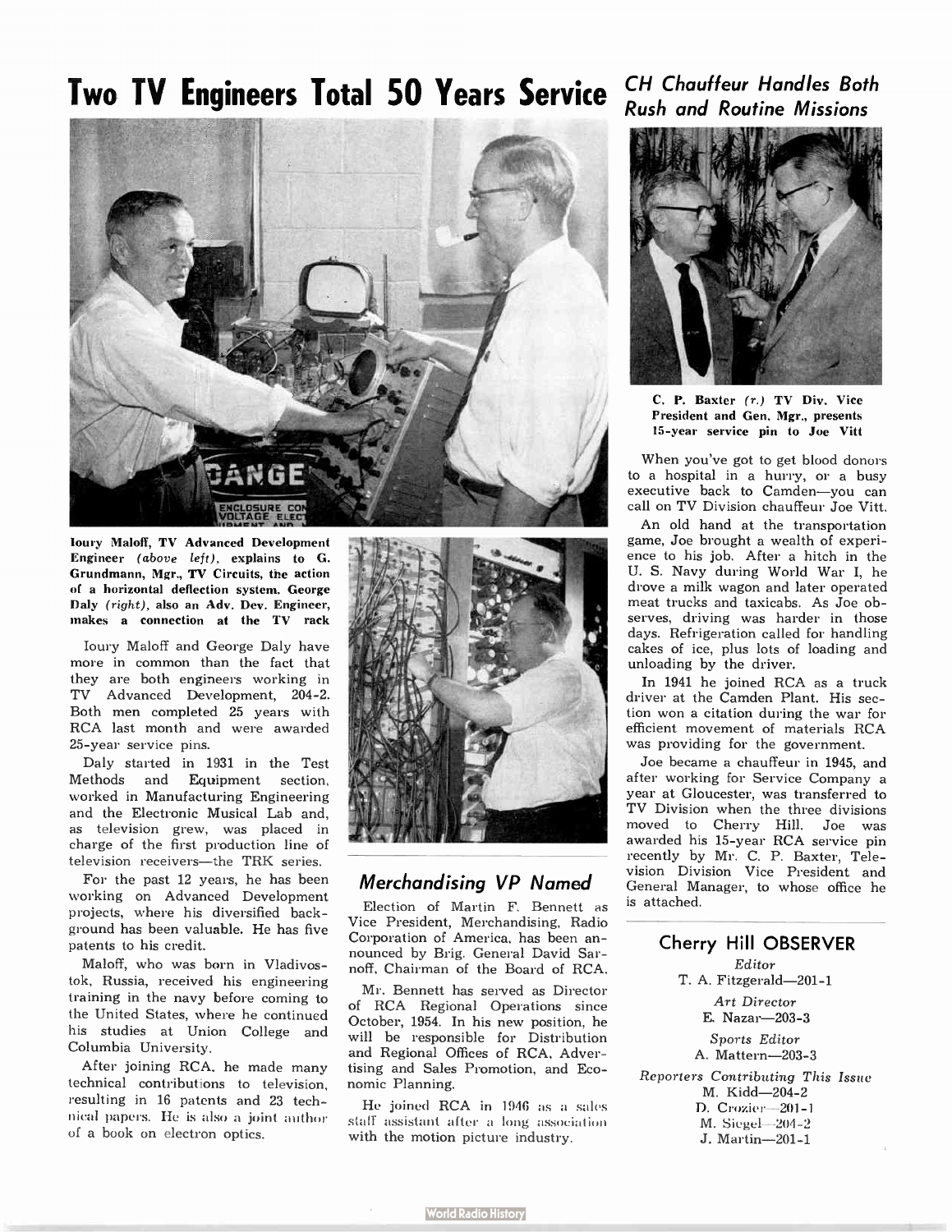# Two TV Engineers Total 50 Years Service

Ioury Maloff, TV Advanced Development Engineer *(above left)*, explains to G. Grundmann, Mgr., TV Circuits, the action of a horizontal deflection system. George Daly *(right)*, also an Adv. Dev. Engineer, makes a connection at the TV rack

Ioury Maloff and George Daly have more in common than the fact that they are both engineers working in TV Advanced Development, 204-2. Both men completed 25 years with RCA last month and were awarded 25-year service pins.

Daly started in 1931 in the Test Methods and Equipment section, worked in Manufacturing Engineering and the Electronic Musical Lab and, as television grew, was placed in charge of the first production line of television receivers—the TRK series.

For the past 12 years, he has been working on Advanced Development projects, where his diversified background has been valuable. He has five patents to his credit.

Maloff, who was born in Vladivostok, Russia, received his engineering training in the navy before coming to the United States, where he continued his studies at Union College and Columbia University.

After joining RCA, he made many technical contributions to television, resulting in 16 patents and 23 technical papers. He is also a joint author of a book on electron optics.

## *Merchandising VP Named*

Election of Martin F. Bennett as Vice President, Merchandising, Radio Corporation of America, has been announced by Brig. General David Sarnoff, Chairman of the Board of RCA.

Mr. Bennett has served as Director of RCA Regional Operations since October, 1954. In his new position, he will be responsible for Distribution and Regional Offices of RCA, Advertising and Sales Promotion, and Economic Planning.

He joined RCA in 1946 as a sales staff assistant after a long association with the motion picture industry.

## *CH Chauffeur Handles Both Rush and Routine Missions*

C. P. Baxter *(r.)* TV Div. Vice President and Gen. Mgr., presents 15-year service pin to Joe Vitt

When you've got to get blood donors to a hospital in a hurry, or a busy executive back to Camden—you can call on TV Division chauffeur Joe Vitt.

An old hand at the transportation game, Joe brought a wealth of experience to his job. After a hitch in the U. S. Navy during World War I, he drove a milk wagon and later operated meat trucks and taxicabs. As Joe observes, driving was harder in those days. Refrigeration called for handling cakes of ice, plus lots of loading and unloading by the driver.

In 1941 he joined RCA as a truck driver at the Camden Plant. His section won a citation during the war for efficient movement of materials RCA was providing for the government.

Joe became a chauffeur in 1945, and after working for Service Company a year at Gloucester, was transferred to TV Division when the three divisions moved to Cherry Hill. Joe was awarded his 15-year RCA service pin recently by Mr. C. P. Baxter, Television Division Vice President and General Manager, to whose office he is attached.

### Cherry Hill OBSERVER

*Editor*
T. A. Fitzgerald—201-1

*Art Director*
E. Nazar—203-3

*Sports Editor*
A. Mattern—203-3

*Reporters Contributing This Issue*
M. Kidd—204-2
D. Crozier—201-1
M. Siegel—204-2
J. Martin—201-1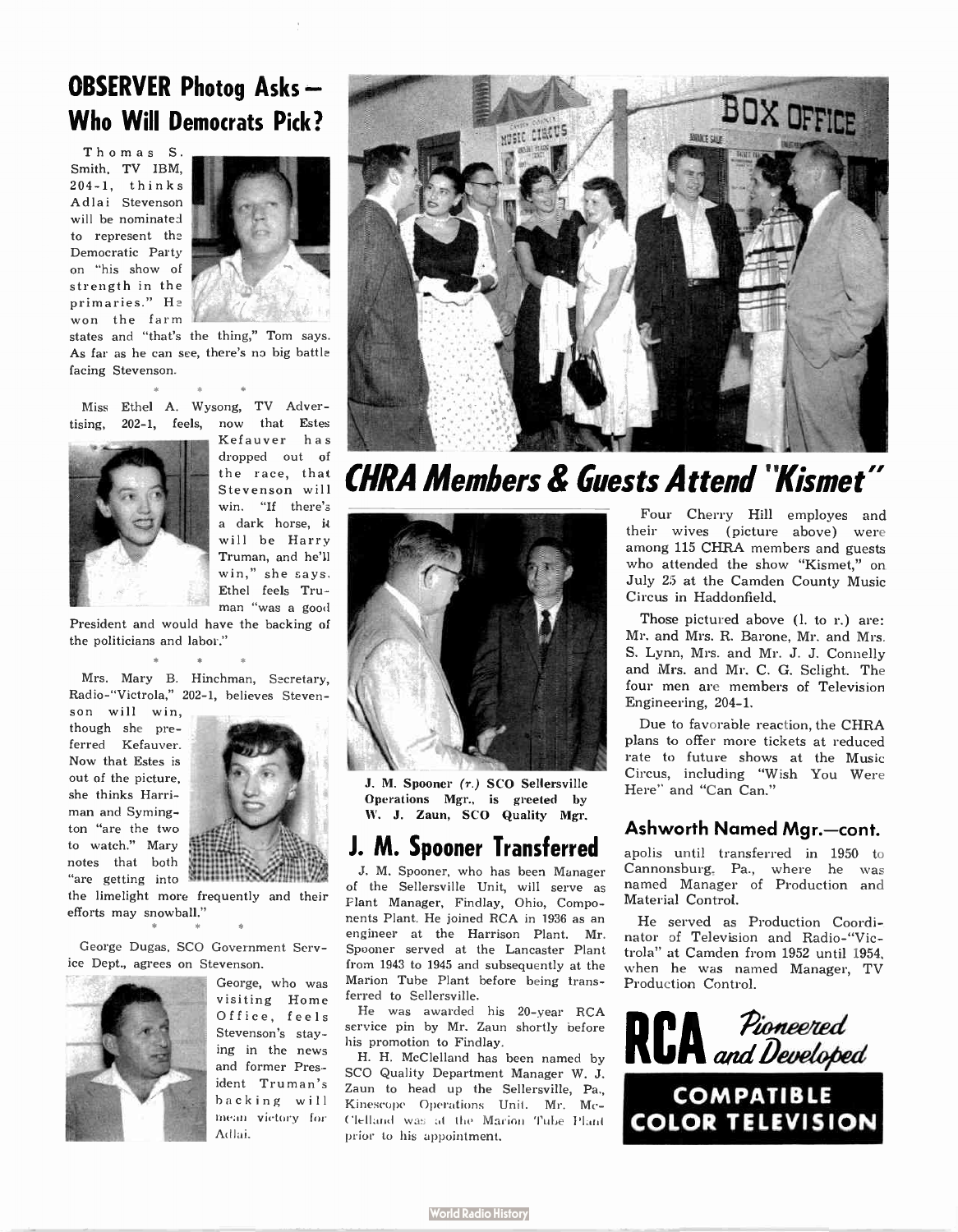## OBSERVER Photog Asks— Who Will Democrats Pick?

Thomas S. Smith, TV IBM, 204-1, thinks Adlai Stevenson will be nominated to represent the Democratic Party on "his show of strength in the primaries." He won the farm states and "that's the thing," Tom says. As far as he can see, there's no big battle facing Stevenson.

\* \* \*

Miss Ethel A. Wysong, TV Advertising, 202-1, feels, now that Estes Kefauver has dropped out of the race, that Stevenson will win. "If there's a dark horse, it will be Harry Truman, and he'll win," she says. Ethel feels Truman "was a good President and would have the backing of the politicians and labor."

\* \* \*

Mrs. Mary B. Hinchman, Secretary, Radio-"Victrola," 202-1, believes Stevenson will win, though she preferred Kefauver. Now that Estes is out of the picture, she thinks Harriman and Symington "are the two to watch." Mary notes that both "are getting into the limelight more frequently and their efforts may snowball."

\* \* \*

George Dugas, SCO Government Service Dept., agrees on Stevenson. George, who was visiting Home Office, feels Stevenson's staying in the news and former President Truman's backing will mean victory for Adlai.

## CHRA Members & Guests Attend "Kismet"

Four Cherry Hill employes and their wives (picture above) were among 115 CHRA members and guests who attended the show "Kismet," on July 25 at the Camden County Music Circus in Haddonfield.

Those pictured above (l. to r.) are: Mr. and Mrs. R. Barone, Mr. and Mrs. S. Lynn, Mrs. and Mr. J. J. Connelly and Mrs. and Mr. C. G. Sclight. The four men are members of Television Engineering, 204-1.

Due to favorable reaction, the CHRA plans to offer more tickets at reduced rate to future shows at the Music Circus, including "Wish You Were Here" and "Can Can."

J. M. Spooner *(r.)* SCO Sellersville Operations Mgr., is greeted by W. J. Zaun, SCO Quality Mgr.

## J. M. Spooner Transferred

J. M. Spooner, who has been Manager of the Sellersville Unit, will serve as Plant Manager, Findlay, Ohio, Components Plant. He joined RCA in 1936 as an engineer at the Harrison Plant. Mr. Spooner served at the Lancaster Plant from 1943 to 1945 and subsequently at the Marion Tube Plant before being transferred to Sellersville.

He was awarded his 20-year RCA service pin by Mr. Zaun shortly before his promotion to Findlay.

H. H. McClelland has been named by SCO Quality Department Manager W. J. Zaun to head up the Sellersville, Pa., Kinescope Operations Unit. Mr. McClelland was at the Marion Tube Plant prior to his appointment.

### Ashworth Named Mgr.—cont.

apolis until transferred in 1950 to Cannonsburg, Pa., where he was named Manager of Production and Material Control.

He served as Production Coordinator of Television and Radio-"Victrola" at Camden from 1952 until 1954, when he was named Manager, TV Production Control.

**RCA** *Pioneered and Developed*

**COMPATIBLE COLOR TELEVISION**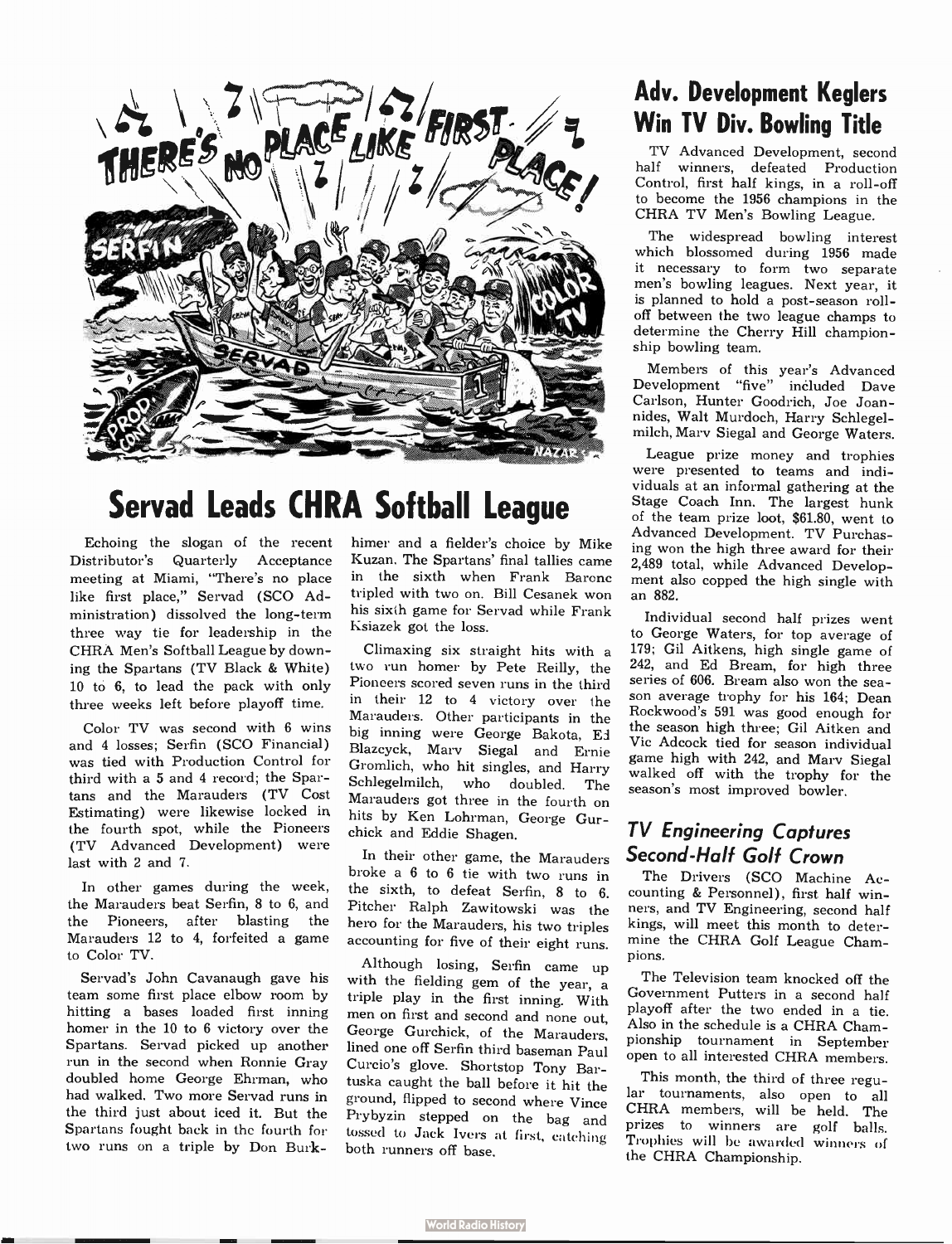# Servad Leads CHRA Softball League

Echoing the slogan of the recent Distributor's Quarterly Acceptance meeting at Miami, "There's no place like first place," Servad (SCO Administration) dissolved the long-term three way tie for leadership in the CHRA Men's Softball League by downing the Spartans (TV Black & White) 10 to 6, to lead the pack with only three weeks left before playoff time.

Color TV was second with 6 wins and 4 losses; Serfin (SCO Financial) was tied with Production Control for third with a 5 and 4 record; the Spartans and the Marauders (TV Cost Estimating) were likewise locked in the fourth spot, while the Pioneers (TV Advanced Development) were last with 2 and 7.

In other games during the week, the Marauders beat Serfin, 8 to 6, and the Pioneers, after blasting the Marauders 12 to 4, forfeited a game to Color TV.

Servad's John Cavanaugh gave his team some first place elbow room by hitting a bases loaded first inning homer in the 10 to 6 victory over the Spartans. Servad picked up another run in the second when Ronnie Gray doubled home George Ehrman, who had walked. Two more Servad runs in the third just about iced it. But the Spartans fought back in the fourth for two runs on a triple by Don Burkhimer and a fielder's choice by Mike Kuzan. The Spartans' final tallies came in the sixth when Frank Barone tripled with two on. Bill Cesanek won his sixth game for Servad while Frank Ksiazek got the loss.

Climaxing six straight hits with a two run homer by Pete Reilly, the Pioneers scored seven runs in the third in their 12 to 4 victory over the Marauders. Other participants in the big inning were George Bakota, Ed Blazcyck, Marv Siegal and Ernie Gromlich, who hit singles, and Harry Schlegelmilch, who doubled. The Marauders got three in the fourth on hits by Ken Lohrman, George Gurchick and Eddie Shagen.

In their other game, the Marauders broke a 6 to 6 tie with two runs in the sixth, to defeat Serfin, 8 to 6. Pitcher Ralph Zawitowski was the hero for the Marauders, his two triples accounting for five of their eight runs.

Although losing, Serfin came up with the fielding gem of the year, a triple play in the first inning. With men on first and second and none out, George Gurchick, of the Marauders, lined one off Serfin third baseman Paul Curcio's glove. Shortstop Tony Bartuska caught the ball before it hit the ground, flipped to second where Vince Prybyzin stepped on the bag and tossed to Jack Ivers at first, catching both runners off base.

## Adv. Development Keglers Win TV Div. Bowling Title

TV Advanced Development, second half winners, defeated Production Control, first half kings, in a roll-off to become the 1956 champions in the CHRA TV Men's Bowling League.

The widespread bowling interest which blossomed during 1956 made it necessary to form two separate men's bowling leagues. Next year, it is planned to hold a post-season roll-off between the two league champs to determine the Cherry Hill championship bowling team.

Members of this year's Advanced Development "five" included Dave Carlson, Hunter Goodrich, Joe Joannides, Walt Murdoch, Harry Schlegelmilch, Marv Siegal and George Waters.

League prize money and trophies were presented to teams and individuals at an informal gathering at the Stage Coach Inn. The largest hunk of the team prize loot, $61.80, went to Advanced Development. TV Purchasing won the high three award for their 2,489 total, while Advanced Development also copped the high single with an 882.

Individual second half prizes went to George Waters, for top average of 179; Gil Aitkens, high single game of 242, and Ed Bream, for high three series of 606. Bream also won the season average trophy for his 164; Dean Rockwood's 591 was good enough for the season high three; Gil Aitken and Vic Adcock tied for season individual game high with 242, and Marv Siegal walked off with the trophy for the season's most improved bowler.

## *TV Engineering Captures Second-Half Golf Crown*

The Drivers (SCO Machine Accounting & Personnel), first half winners, and TV Engineering, second half kings, will meet this month to determine the CHRA Golf League Champions.

The Television team knocked off the Government Putters in a second half playoff after the two ended in a tie. Also in the schedule is a CHRA Championship tournament in September open to all interested CHRA members.

This month, the third of three regular tournaments, also open to all CHRA members, will be held. The prizes to winners are golf balls. Trophies will be awarded winners of the CHRA Championship.